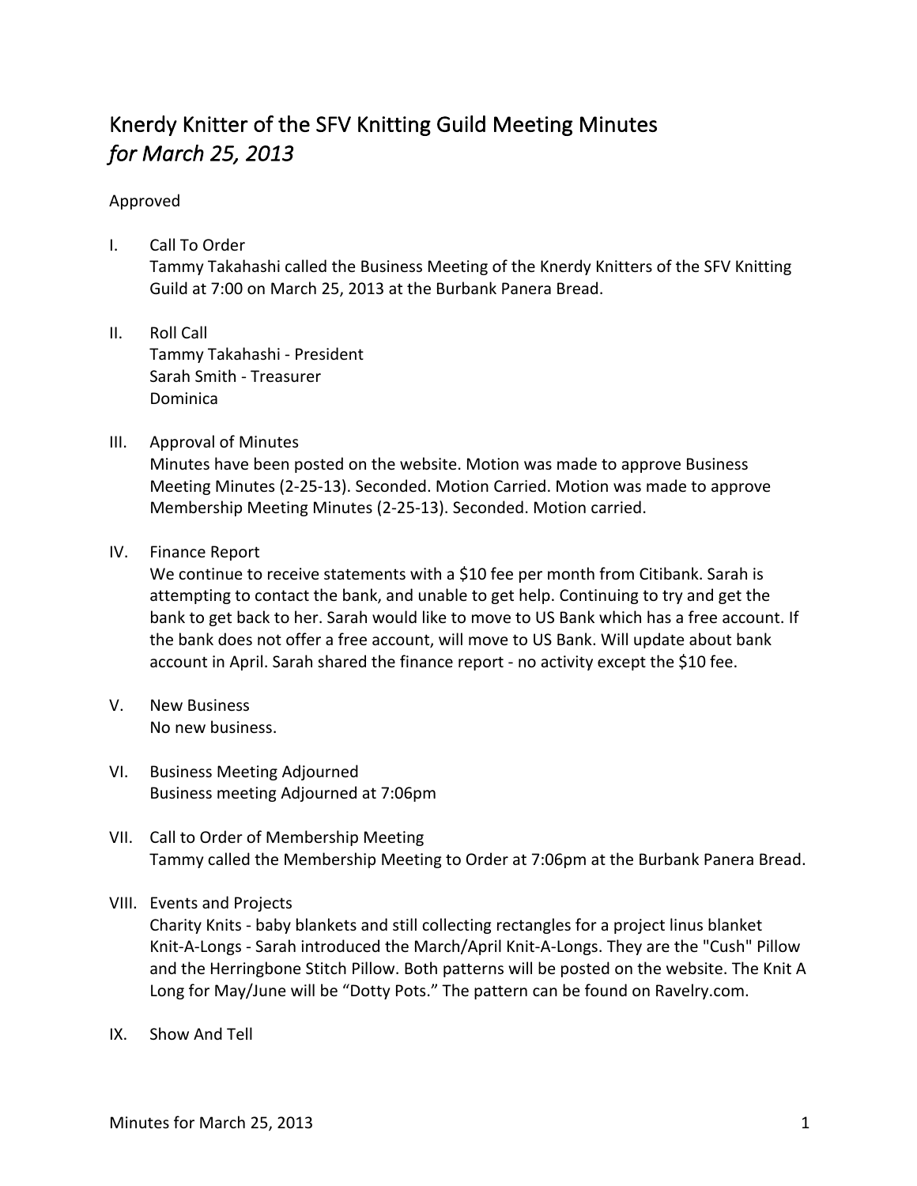# Knerdy Knitter of the SFV Knitting Guild Meeting Minutes
## *for March 25, 2013*

Approved

I. Call To Order
   Tammy Takahashi called the Business Meeting of the Knerdy Knitters of the SFV Knitting Guild at 7:00 on March 25, 2013 at the Burbank Panera Bread.

II. Roll Call
   Tammy Takahashi - President
   Sarah Smith - Treasurer
   Dominica

III. Approval of Minutes
   Minutes have been posted on the website. Motion was made to approve Business Meeting Minutes (2-25-13). Seconded. Motion Carried. Motion was made to approve Membership Meeting Minutes (2-25-13). Seconded. Motion carried.

IV. Finance Report
   We continue to receive statements with a $10 fee per month from Citibank. Sarah is attempting to contact the bank, and unable to get help. Continuing to try and get the bank to get back to her. Sarah would like to move to US Bank which has a free account. If the bank does not offer a free account, will move to US Bank. Will update about bank account in April. Sarah shared the finance report - no activity except the $10 fee.

V. New Business
   No new business.

VI. Business Meeting Adjourned
   Business meeting Adjourned at 7:06pm

VII. Call to Order of Membership Meeting
   Tammy called the Membership Meeting to Order at 7:06pm at the Burbank Panera Bread.

VIII. Events and Projects
   Charity Knits - baby blankets and still collecting rectangles for a project linus blanket
   Knit-A-Longs - Sarah introduced the March/April Knit-A-Longs. They are the "Cush" Pillow and the Herringbone Stitch Pillow. Both patterns will be posted on the website. The Knit A Long for May/June will be "Dotty Pots." The pattern can be found on Ravelry.com.

IX. Show And Tell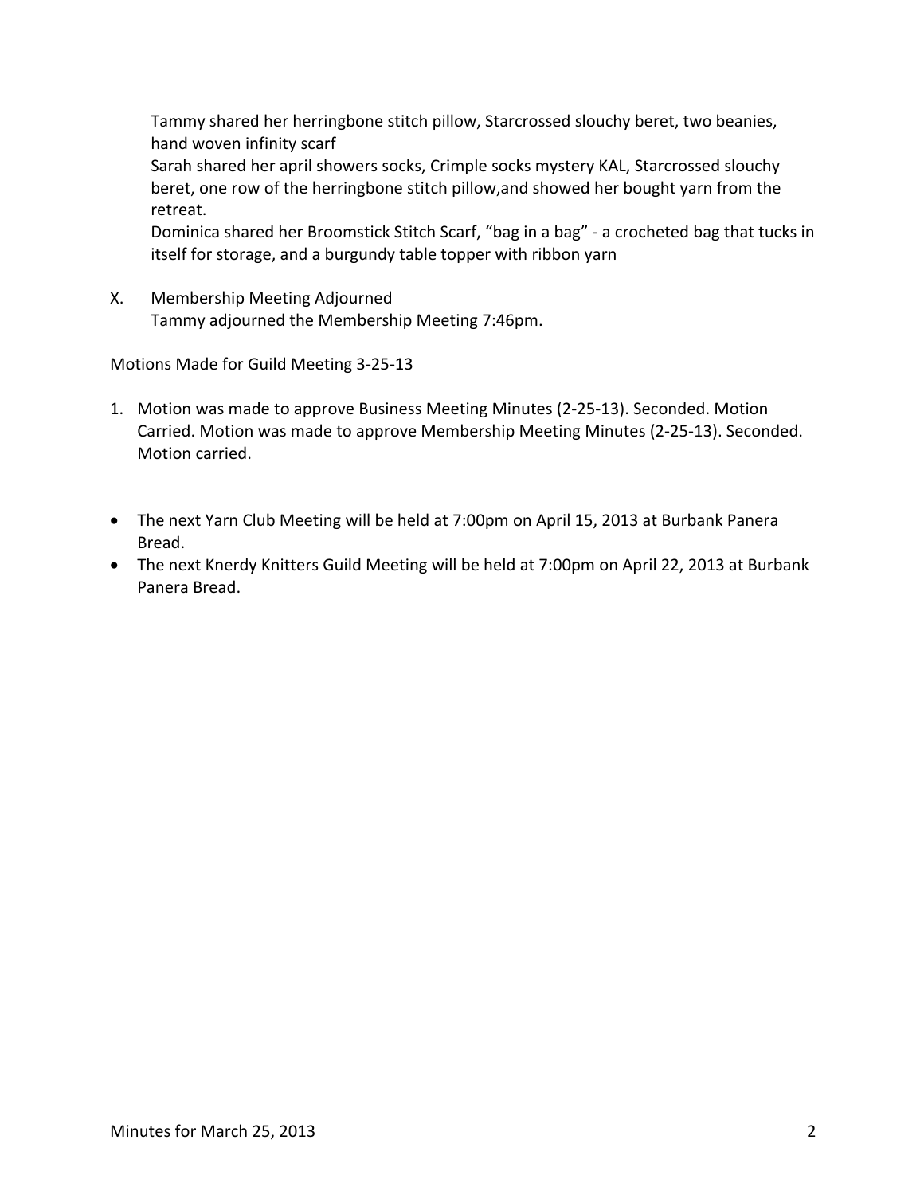Tammy shared her herringbone stitch pillow, Starcrossed slouchy beret, two beanies, hand woven infinity scarf

Sarah shared her april showers socks, Crimple socks mystery KAL, Starcrossed slouchy beret, one row of the herringbone stitch pillow,and showed her bought yarn from the retreat.

Dominica shared her Broomstick Stitch Scarf, "bag in a bag" - a crocheted bag that tucks in itself for storage, and a burgundy table topper with ribbon yarn

X. Membership Meeting Adjourned
   Tammy adjourned the Membership Meeting 7:46pm.

Motions Made for Guild Meeting 3-25-13

1. Motion was made to approve Business Meeting Minutes (2-25-13). Seconded. Motion Carried. Motion was made to approve Membership Meeting Minutes (2-25-13). Seconded. Motion carried.

- The next Yarn Club Meeting will be held at 7:00pm on April 15, 2013 at Burbank Panera Bread.
- The next Knerdy Knitters Guild Meeting will be held at 7:00pm on April 22, 2013 at Burbank Panera Bread.